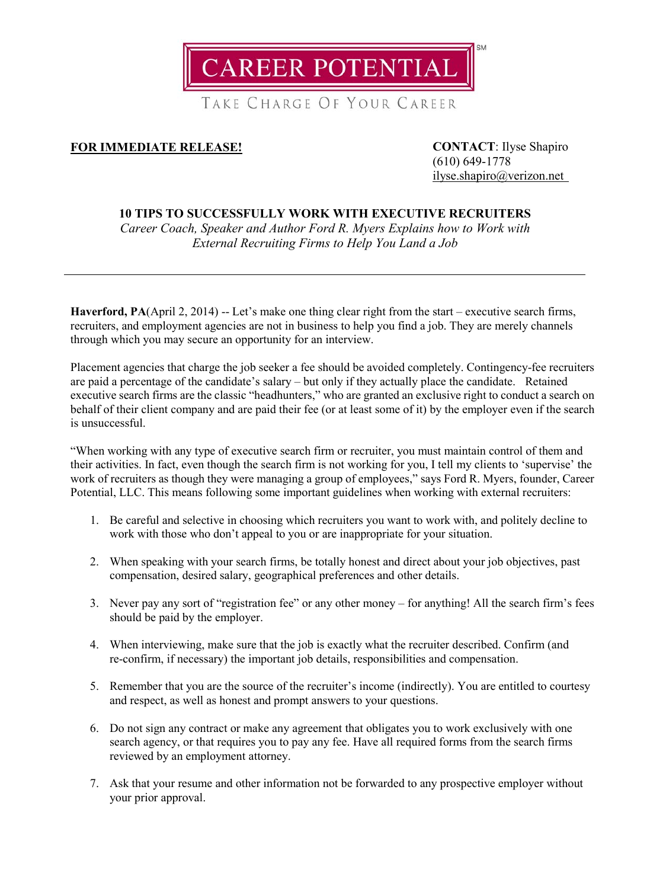CAREER POTENTIAL[SM]

TAKE CHARGE OF YOUR CAREER

**FOR IMMEDIATE RELEASE!**

**CONTACT**: Ilyse Shapiro
(610) 649-1778
ilyse.shapiro@verizon.net

## 10 TIPS TO SUCCESSFULLY WORK WITH EXECUTIVE RECRUITERS

*Career Coach, Speaker and Author Ford R. Myers Explains how to Work with External Recruiting Firms to Help You Land a Job*

---

**Haverford, PA**(April 2, 2014) -- Let's make one thing clear right from the start – executive search firms, recruiters, and employment agencies are not in business to help you find a job. They are merely channels through which you may secure an opportunity for an interview.

Placement agencies that charge the job seeker a fee should be avoided completely. Contingency-fee recruiters are paid a percentage of the candidate's salary – but only if they actually place the candidate. Retained executive search firms are the classic "headhunters," who are granted an exclusive right to conduct a search on behalf of their client company and are paid their fee (or at least some of it) by the employer even if the search is unsuccessful.

"When working with any type of executive search firm or recruiter, you must maintain control of them and their activities. In fact, even though the search firm is not working for you, I tell my clients to 'supervise' the work of recruiters as though they were managing a group of employees," says Ford R. Myers, founder, Career Potential, LLC. This means following some important guidelines when working with external recruiters:

1. Be careful and selective in choosing which recruiters you want to work with, and politely decline to work with those who don't appeal to you or are inappropriate for your situation.
2. When speaking with your search firms, be totally honest and direct about your job objectives, past compensation, desired salary, geographical preferences and other details.
3. Never pay any sort of "registration fee" or any other money – for anything! All the search firm's fees should be paid by the employer.
4. When interviewing, make sure that the job is exactly what the recruiter described. Confirm (and re-confirm, if necessary) the important job details, responsibilities and compensation.
5. Remember that you are the source of the recruiter's income (indirectly). You are entitled to courtesy and respect, as well as honest and prompt answers to your questions.
6. Do not sign any contract or make any agreement that obligates you to work exclusively with one search agency, or that requires you to pay any fee. Have all required forms from the search firms reviewed by an employment attorney.
7. Ask that your resume and other information not be forwarded to any prospective employer without your prior approval.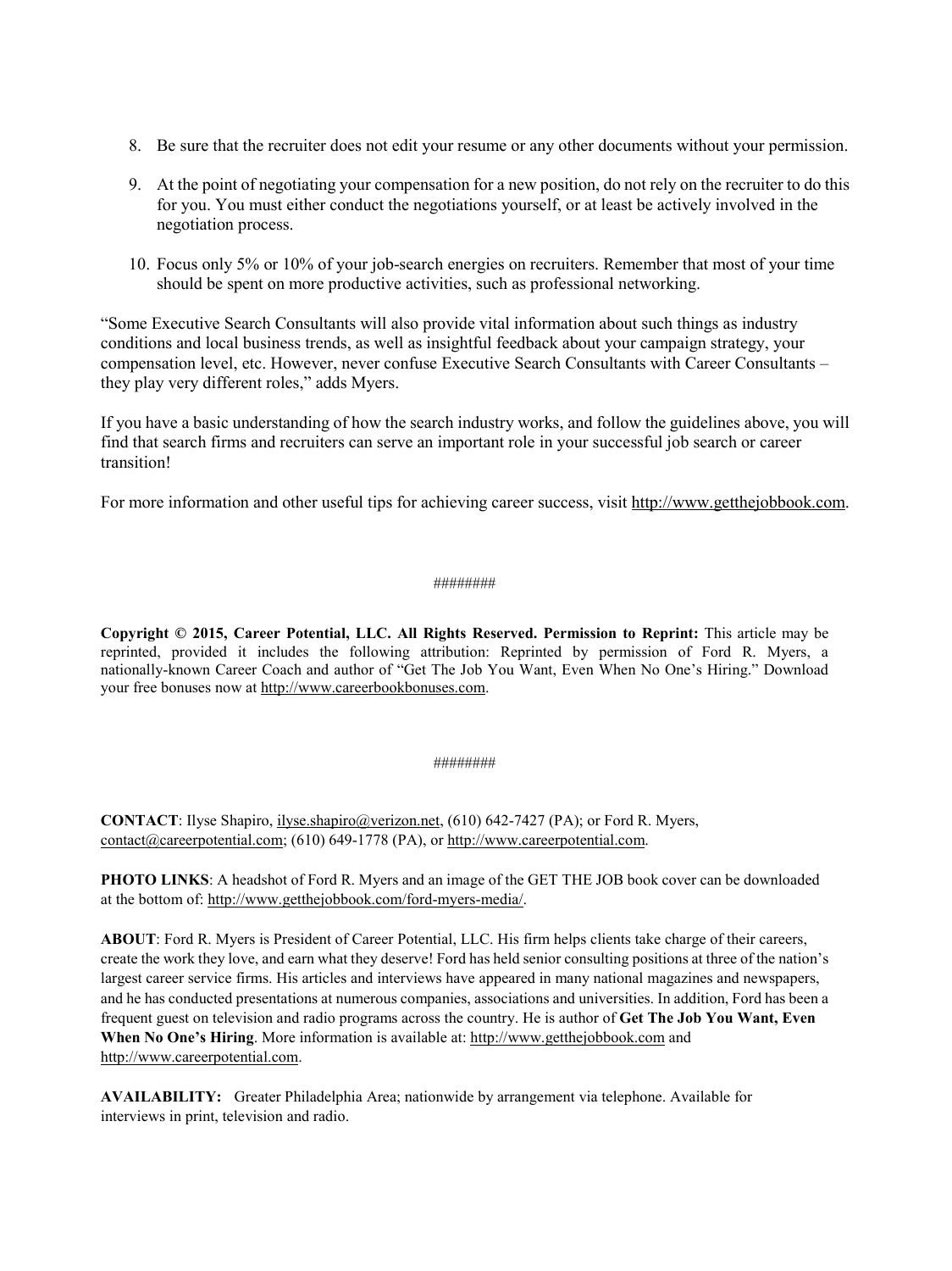8. Be sure that the recruiter does not edit your resume or any other documents without your permission.

9. At the point of negotiating your compensation for a new position, do not rely on the recruiter to do this for you. You must either conduct the negotiations yourself, or at least be actively involved in the negotiation process.

10. Focus only 5% or 10% of your job-search energies on recruiters. Remember that most of your time should be spent on more productive activities, such as professional networking.

"Some Executive Search Consultants will also provide vital information about such things as industry conditions and local business trends, as well as insightful feedback about your campaign strategy, your compensation level, etc. However, never confuse Executive Search Consultants with Career Consultants – they play very different roles," adds Myers.

If you have a basic understanding of how the search industry works, and follow the guidelines above, you will find that search firms and recruiters can serve an important role in your successful job search or career transition!

For more information and other useful tips for achieving career success, visit http://www.getthejobbook.com.

########

**Copyright © 2015, Career Potential, LLC. All Rights Reserved. Permission to Reprint:** This article may be reprinted, provided it includes the following attribution: Reprinted by permission of Ford R. Myers, a nationally-known Career Coach and author of "Get The Job You Want, Even When No One's Hiring." Download your free bonuses now at http://www.careerbookbonuses.com.

########

**CONTACT**: Ilyse Shapiro, ilyse.shapiro@verizon.net, (610) 642-7427 (PA); or Ford R. Myers, contact@careerpotential.com; (610) 649-1778 (PA), or http://www.careerpotential.com.

**PHOTO LINKS**: A headshot of Ford R. Myers and an image of the GET THE JOB book cover can be downloaded at the bottom of: http://www.getthejobbook.com/ford-myers-media/.

**ABOUT**: Ford R. Myers is President of Career Potential, LLC. His firm helps clients take charge of their careers, create the work they love, and earn what they deserve! Ford has held senior consulting positions at three of the nation's largest career service firms. His articles and interviews have appeared in many national magazines and newspapers, and he has conducted presentations at numerous companies, associations and universities. In addition, Ford has been a frequent guest on television and radio programs across the country. He is author of **Get The Job You Want, Even When No One's Hiring**. More information is available at: http://www.getthejobbook.com and http://www.careerpotential.com.

**AVAILABILITY:** Greater Philadelphia Area; nationwide by arrangement via telephone. Available for interviews in print, television and radio.